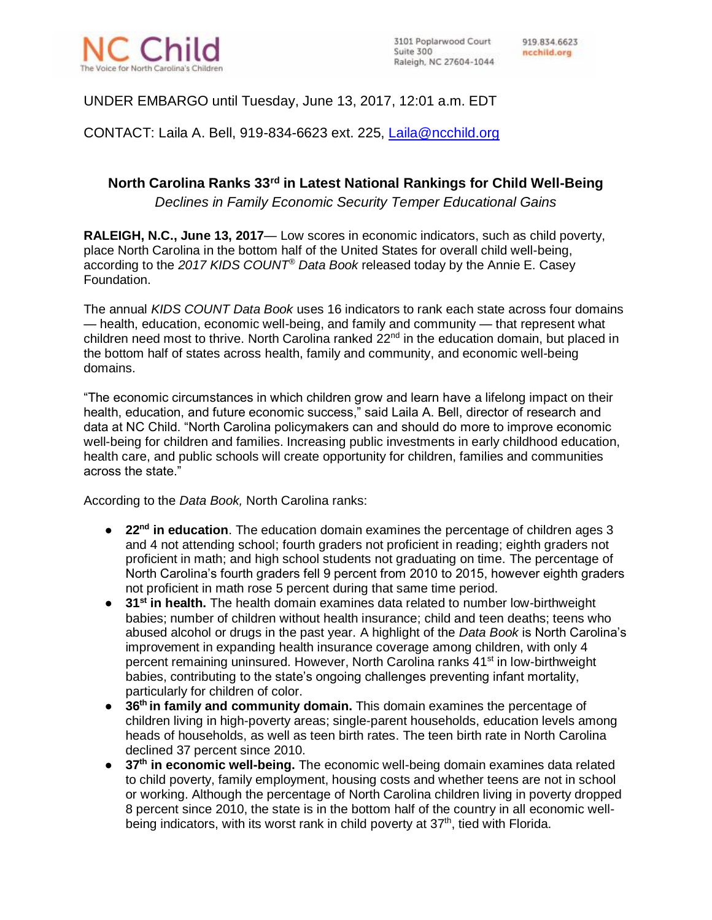NC Child
The Voice for North Carolina's Children

3101 Poplarwood Court
Suite 300
Raleigh, NC 27604-1044

919.834.6623
ncchild.org

UNDER EMBARGO until Tuesday, June 13, 2017, 12:01 a.m. EDT

CONTACT: Laila A. Bell, 919-834-6623 ext. 225, Laila@ncchild.org

## North Carolina Ranks 33rd in Latest National Rankings for Child Well-Being

*Declines in Family Economic Security Temper Educational Gains*

**RALEIGH, N.C., June 13, 2017**— Low scores in economic indicators, such as child poverty, place North Carolina in the bottom half of the United States for overall child well-being, according to the *2017 KIDS COUNT® Data Book* released today by the Annie E. Casey Foundation.

The annual *KIDS COUNT Data Book* uses 16 indicators to rank each state across four domains — health, education, economic well-being, and family and community — that represent what children need most to thrive. North Carolina ranked 22nd in the education domain, but placed in the bottom half of states across health, family and community, and economic well-being domains.

"The economic circumstances in which children grow and learn have a lifelong impact on their health, education, and future economic success," said Laila A. Bell, director of research and data at NC Child. "North Carolina policymakers can and should do more to improve economic well-being for children and families. Increasing public investments in early childhood education, health care, and public schools will create opportunity for children, families and communities across the state."

According to the *Data Book,* North Carolina ranks:

- **22nd in education**. The education domain examines the percentage of children ages 3 and 4 not attending school; fourth graders not proficient in reading; eighth graders not proficient in math; and high school students not graduating on time. The percentage of North Carolina's fourth graders fell 9 percent from 2010 to 2015, however eighth graders not proficient in math rose 5 percent during that same time period.
- **31st in health.** The health domain examines data related to number low-birthweight babies; number of children without health insurance; child and teen deaths; teens who abused alcohol or drugs in the past year. A highlight of the *Data Book* is North Carolina's improvement in expanding health insurance coverage among children, with only 4 percent remaining uninsured. However, North Carolina ranks 41st in low-birthweight babies, contributing to the state's ongoing challenges preventing infant mortality, particularly for children of color.
- **36th in family and community domain.** This domain examines the percentage of children living in high-poverty areas; single-parent households, education levels among heads of households, as well as teen birth rates. The teen birth rate in North Carolina declined 37 percent since 2010.
- **37th in economic well-being.** The economic well-being domain examines data related to child poverty, family employment, housing costs and whether teens are not in school or working. Although the percentage of North Carolina children living in poverty dropped 8 percent since 2010, the state is in the bottom half of the country in all economic well-being indicators, with its worst rank in child poverty at 37th, tied with Florida.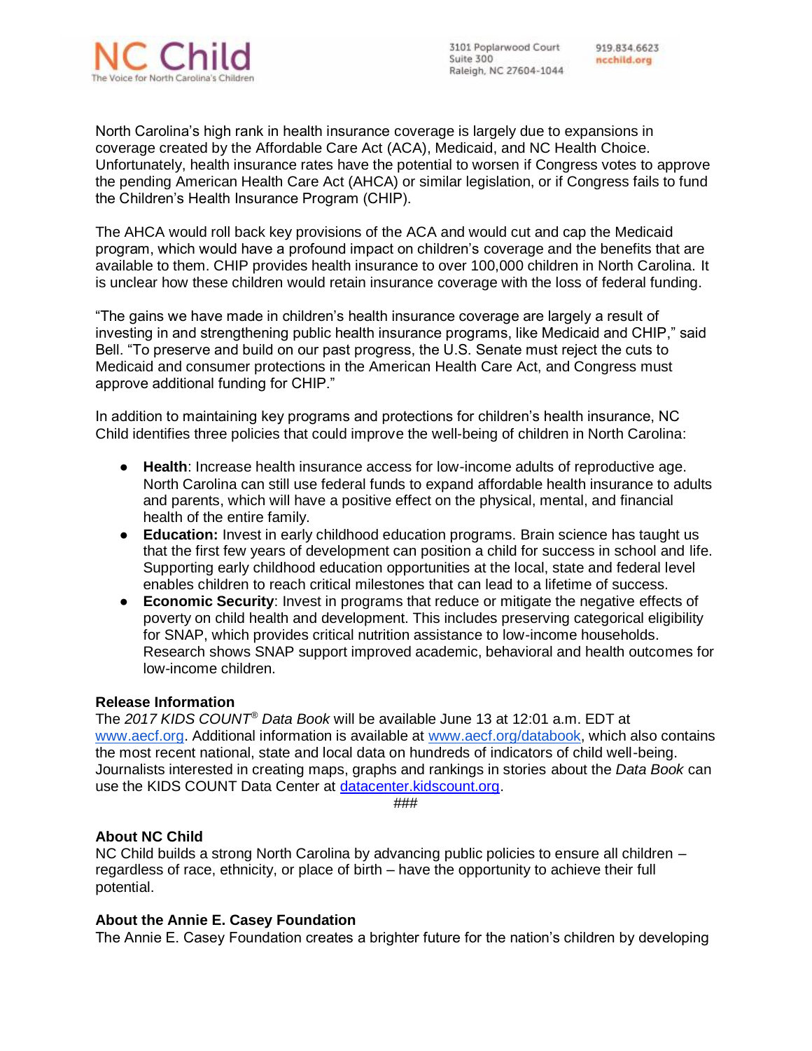North Carolina's high rank in health insurance coverage is largely due to expansions in coverage created by the Affordable Care Act (ACA), Medicaid, and NC Health Choice. Unfortunately, health insurance rates have the potential to worsen if Congress votes to approve the pending American Health Care Act (AHCA) or similar legislation, or if Congress fails to fund the Children's Health Insurance Program (CHIP).

The AHCA would roll back key provisions of the ACA and would cut and cap the Medicaid program, which would have a profound impact on children's coverage and the benefits that are available to them. CHIP provides health insurance to over 100,000 children in North Carolina. It is unclear how these children would retain insurance coverage with the loss of federal funding.

"The gains we have made in children's health insurance coverage are largely a result of investing in and strengthening public health insurance programs, like Medicaid and CHIP," said Bell. "To preserve and build on our past progress, the U.S. Senate must reject the cuts to Medicaid and consumer protections in the American Health Care Act, and Congress must approve additional funding for CHIP."

In addition to maintaining key programs and protections for children's health insurance, NC Child identifies three policies that could improve the well-being of children in North Carolina:

- **Health**: Increase health insurance access for low-income adults of reproductive age. North Carolina can still use federal funds to expand affordable health insurance to adults and parents, which will have a positive effect on the physical, mental, and financial health of the entire family.
- **Education:** Invest in early childhood education programs. Brain science has taught us that the first few years of development can position a child for success in school and life. Supporting early childhood education opportunities at the local, state and federal level enables children to reach critical milestones that can lead to a lifetime of success.
- **Economic Security**: Invest in programs that reduce or mitigate the negative effects of poverty on child health and development. This includes preserving categorical eligibility for SNAP, which provides critical nutrition assistance to low-income households. Research shows SNAP support improved academic, behavioral and health outcomes for low-income children.

**Release Information**
The *2017 KIDS COUNT® Data Book* will be available June 13 at 12:01 a.m. EDT at www.aecf.org. Additional information is available at www.aecf.org/databook, which also contains the most recent national, state and local data on hundreds of indicators of child well-being. Journalists interested in creating maps, graphs and rankings in stories about the *Data Book* can use the KIDS COUNT Data Center at datacenter.kidscount.org.

###

**About NC Child**
NC Child builds a strong North Carolina by advancing public policies to ensure all children – regardless of race, ethnicity, or place of birth – have the opportunity to achieve their full potential.

**About the Annie E. Casey Foundation**
The Annie E. Casey Foundation creates a brighter future for the nation's children by developing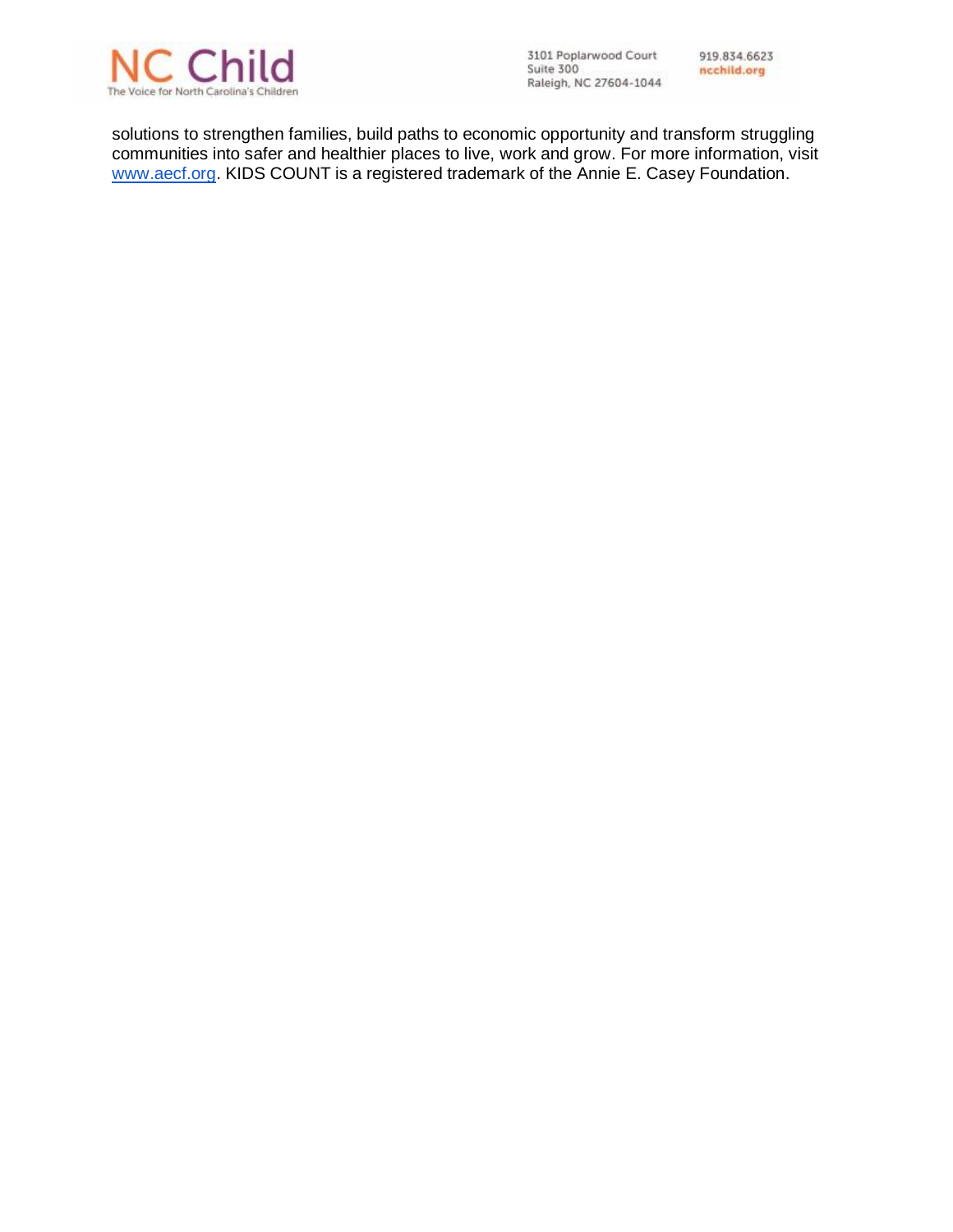solutions to strengthen families, build paths to economic opportunity and transform struggling communities into safer and healthier places to live, work and grow. For more information, visit [www.aecf.org](http://www.aecf.org). KIDS COUNT is a registered trademark of the Annie E. Casey Foundation.